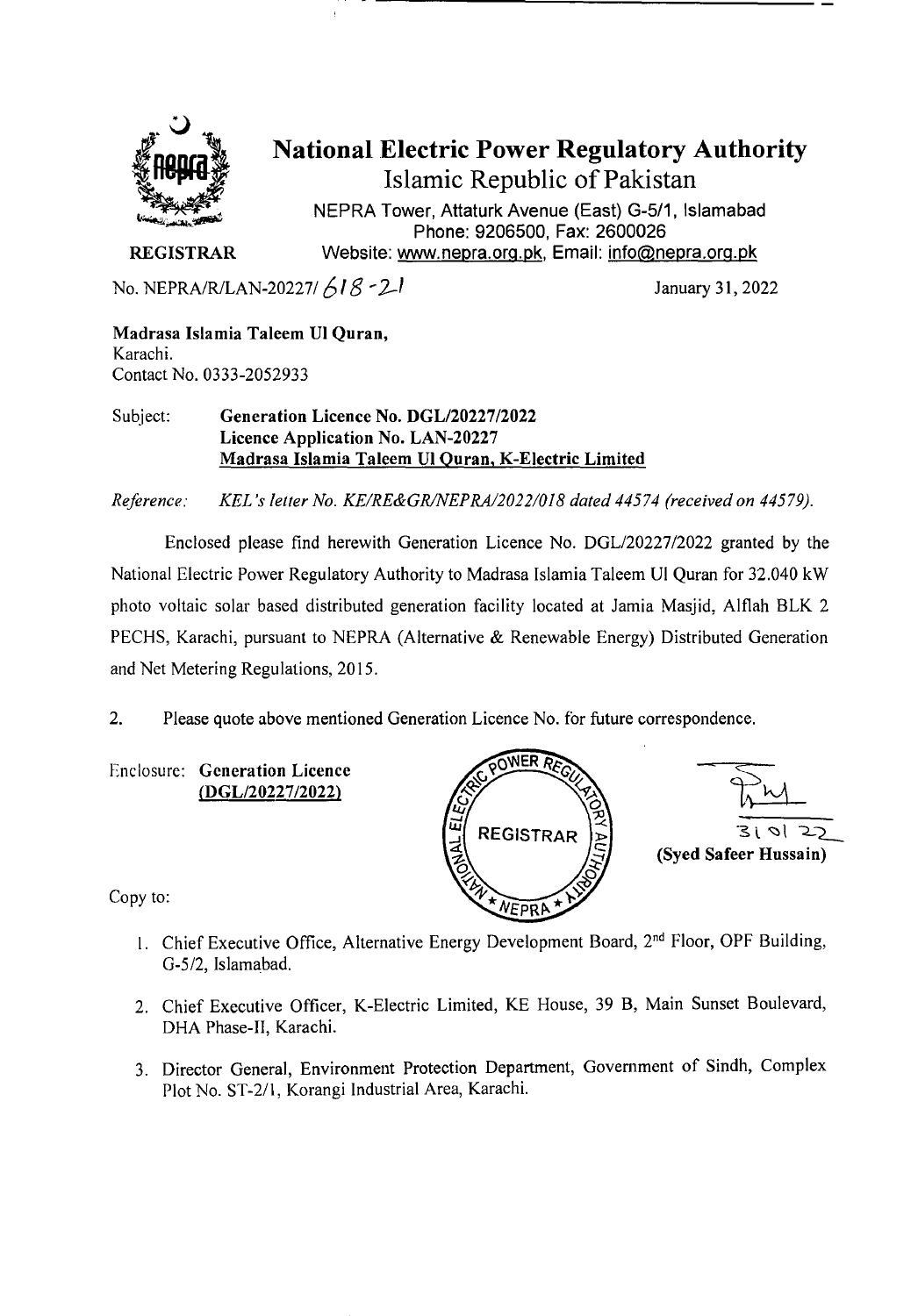# National Electric Power Regulatory Authority

Islamic Republic of Pakistan

NEPRA Tower, Attaturk Avenue (East) G-5/1, Islamabad
Phone: 9206500, Fax: 2600026
Website: www.nepra.org.pk, Email: info@nepra.org.pk

**REGISTRAR**

No. NEPRA/R/LAN-20227/ 618 -21 January 31, 2022

**Madrasa Islamia Taleem Ul Quran,**
Karachi.
Contact No. 0333-2052933

Subject: **Generation Licence No. DGL/20227/2022**
**Licence Application No. LAN-20227**
**Madrasa Islamia Taleem Ul Quran, K-Electric Limited**

*Reference: KEL's letter No. KE/RE&GR/NEPRA/2022/018 dated 44574 (received on 44579).*

Enclosed please find herewith Generation Licence No. DGL/20227/2022 granted by the National Electric Power Regulatory Authority to Madrasa Islamia Taleem Ul Quran for 32.040 kW photo voltaic solar based distributed generation facility located at Jamia Masjid, Alflah BLK 2 PECHS, Karachi, pursuant to NEPRA (Alternative & Renewable Energy) Distributed Generation and Net Metering Regulations, 2015.

2. Please quote above mentioned Generation Licence No. for future correspondence.

Enclosure: **Generation Licence (DGL/20227/2022)**

31 01 22
**(Syed Safeer Hussain)**

Copy to:

1. Chief Executive Office, Alternative Energy Development Board, 2nd Floor, OPF Building, G-5/2, Islamabad.
2. Chief Executive Officer, K-Electric Limited, KE House, 39 B, Main Sunset Boulevard, DHA Phase-II, Karachi.
3. Director General, Environment Protection Department, Government of Sindh, Complex Plot No. ST-2/1, Korangi Industrial Area, Karachi.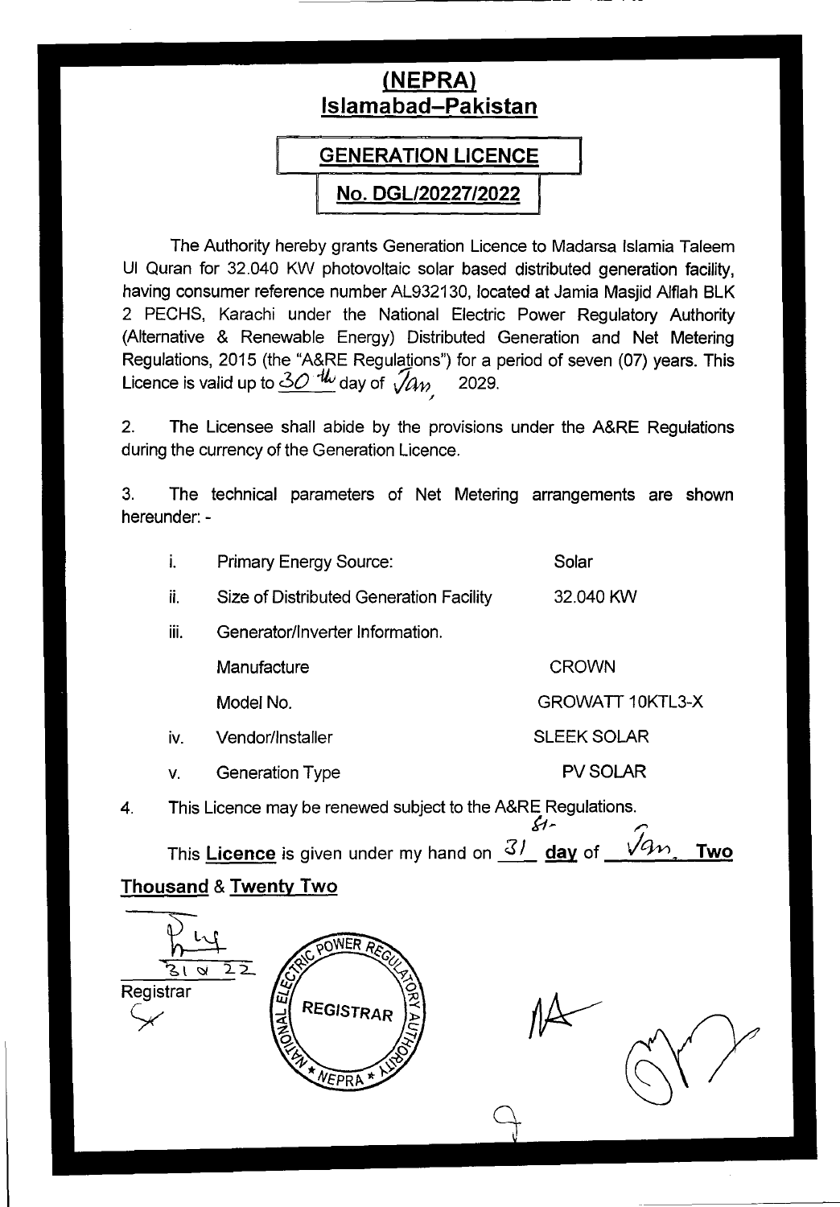# (NEPRA)
# Islamabad–Pakistan

## GENERATION LICENCE

## No. DGL/20227/2022

The Authority hereby grants Generation Licence to Madarsa Islamia Taleem Ul Quran for 32.040 KW photovoltaic solar based distributed generation facility, having consumer reference number AL932130, located at Jamia Masjid Alflah BLK 2 PECHS, Karachi under the National Electric Power Regulatory Authority (Alternative & Renewable Energy) Distributed Generation and Net Metering Regulations, 2015 (the "A&RE Regulations") for a period of seven (07) years. This Licence is valid up to 30 th day of Jan, 2029.

2. The Licensee shall abide by the provisions under the A&RE Regulations during the currency of the Generation Licence.

3. The technical parameters of Net Metering arrangements are shown hereunder: -

| | | |
|---|---|---|
| i. | Primary Energy Source: | Solar |
| ii. | Size of Distributed Generation Facility | 32.040 KW |
| iii. | Generator/Inverter Information. | |
| | Manufacture | CROWN |
| | Model No. | GROWATT 10KTL3-X |
| iv. | Vendor/Installer | SLEEK SOLAR |
| v. | Generation Type | PV SOLAR |

4. This Licence may be renewed subject to the A&RE Regulations.

This **Licence** is given under my hand on 31 **day** of Jan, **Two Thousand** & **Twenty Two**

31.01.22
Registrar

REGISTRAR
NATIONAL ELECTRIC POWER REGULATORY AUTHORITY
NEPRA